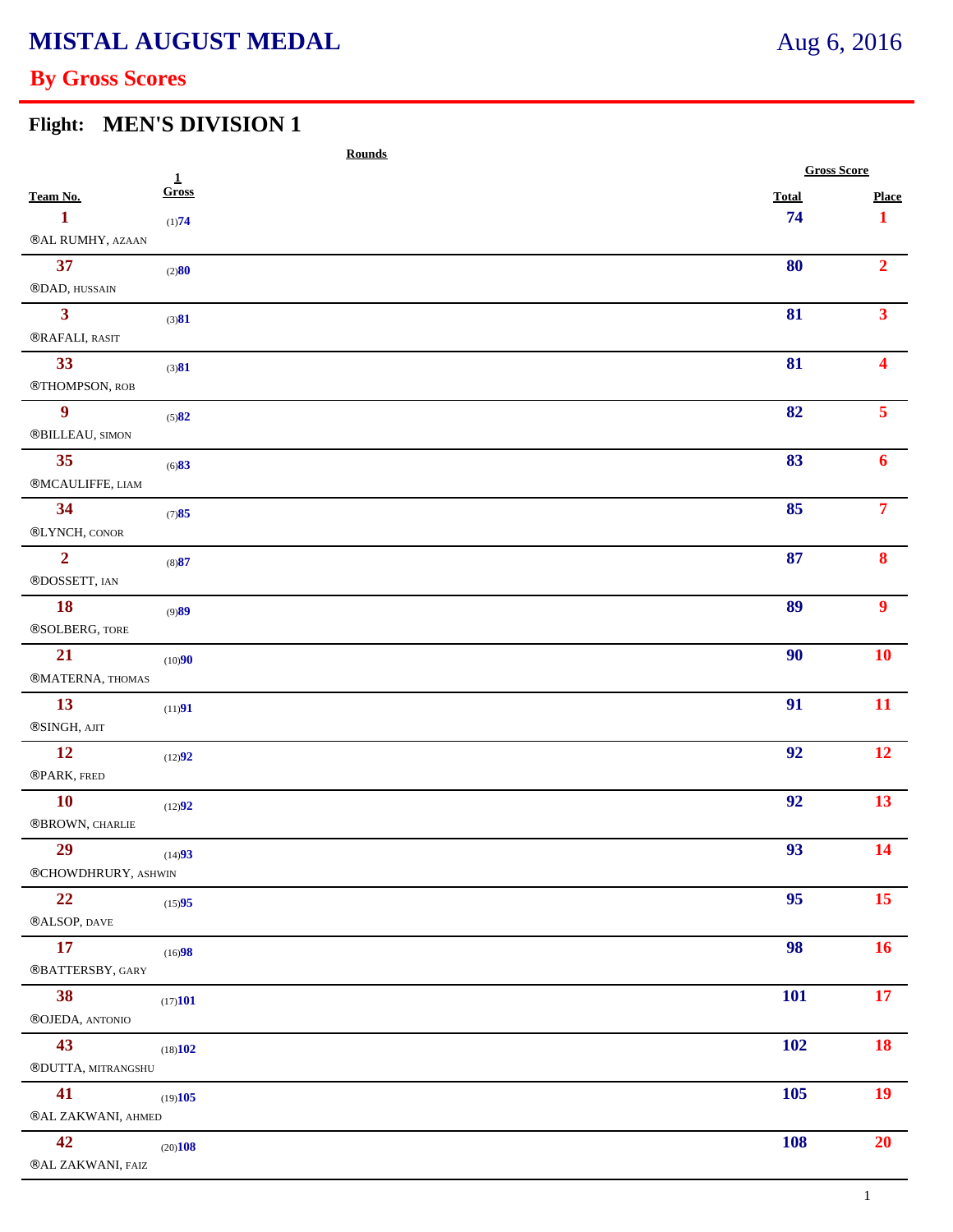# MISTAL AUGUST MEDAL

Aug 6, 2016

## By Gross Scores

### Flight: MEN'S DIVISION 1

| Team No. | Rounds 1 Gross | Gross Score Total | Place |
|---|---|---|---|
| 1<br>®AL RUMHY, AZAAN | (1)74 | 74 | 1 |
| 37<br>®DAD, HUSSAIN | (2)80 | 80 | 2 |
| 3<br>®RAFALI, RASIT | (3)81 | 81 | 3 |
| 33<br>®THOMPSON, ROB | (3)81 | 81 | 4 |
| 9<br>®BILLEAU, SIMON | (5)82 | 82 | 5 |
| 35<br>®MCAULIFFE, LIAM | (6)83 | 83 | 6 |
| 34<br>®LYNCH, CONOR | (7)85 | 85 | 7 |
| 2<br>®DOSSETT, IAN | (8)87 | 87 | 8 |
| 18<br>®SOLBERG, TORE | (9)89 | 89 | 9 |
| 21<br>®MATERNA, THOMAS | (10)90 | 90 | 10 |
| 13<br>®SINGH, AJIT | (11)91 | 91 | 11 |
| 12<br>®PARK, FRED | (12)92 | 92 | 12 |
| 10<br>®BROWN, CHARLIE | (12)92 | 92 | 13 |
| 29<br>®CHOWDHRURY, ASHWIN | (14)93 | 93 | 14 |
| 22<br>®ALSOP, DAVE | (15)95 | 95 | 15 |
| 17<br>®BATTERSBY, GARY | (16)98 | 98 | 16 |
| 38<br>®OJEDA, ANTONIO | (17)101 | 101 | 17 |
| 43<br>®DUTTA, MITRANGSHU | (18)102 | 102 | 18 |
| 41<br>®AL ZAKWANI, AHMED | (19)105 | 105 | 19 |
| 42<br>®AL ZAKWANI, FAIZ | (20)108 | 108 | 20 |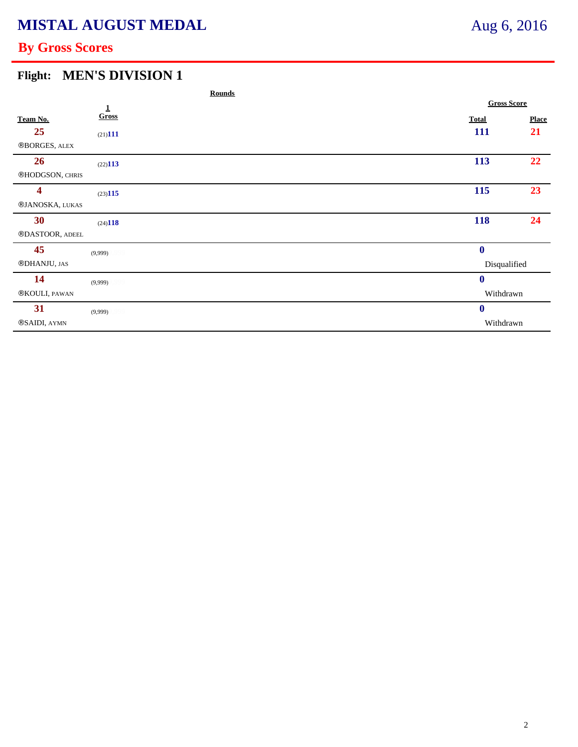# MISTAL AUGUST MEDAL

Aug 6, 2016

## By Gross Scores

### Flight: MEN'S DIVISION 1

| Team No. | Rounds: 1 Gross | Gross Score: Total | Place |
|---|---|---|---|
| 25<br>®BORGES, ALEX | (21)111 | 111 | 21 |
| 26<br>®HODGSON, CHRIS | (22)113 | 113 | 22 |
| 4<br>®JANOSKA, LUKAS | (23)115 | 115 | 23 |
| 30<br>®DASTOOR, ADEEL | (24)118 | 118 | 24 |
| 45<br>®DHANJU, JAS | (9,999) | 0<br>Disqualified | |
| 14<br>®KOULI, PAWAN | (9,999) | 0<br>Withdrawn | |
| 31<br>®SAIDI, AYMN | (9,999) | 0<br>Withdrawn | |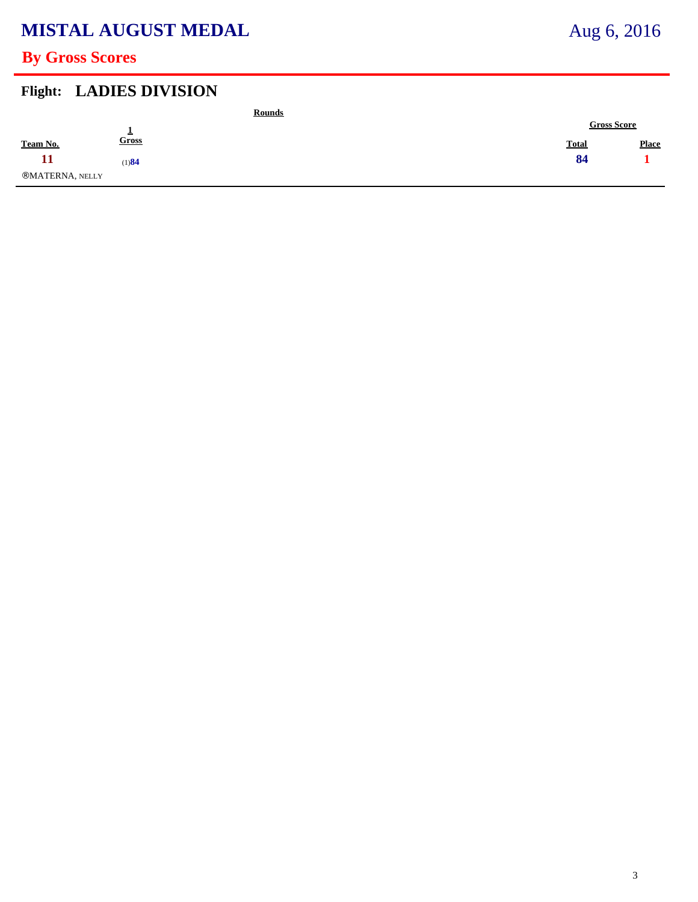# MISTAL AUGUST MEDAL

Aug 6, 2016

## By Gross Scores

### Flight: LADIES DIVISION

| | Rounds | Gross Score | |
|---|---|---|---|
| | 1 | | |
| Team No. | Gross | Total | Place |
| 11 | (1)84 | 84 | 1 |
| ®MATERNA, NELLY | | | |